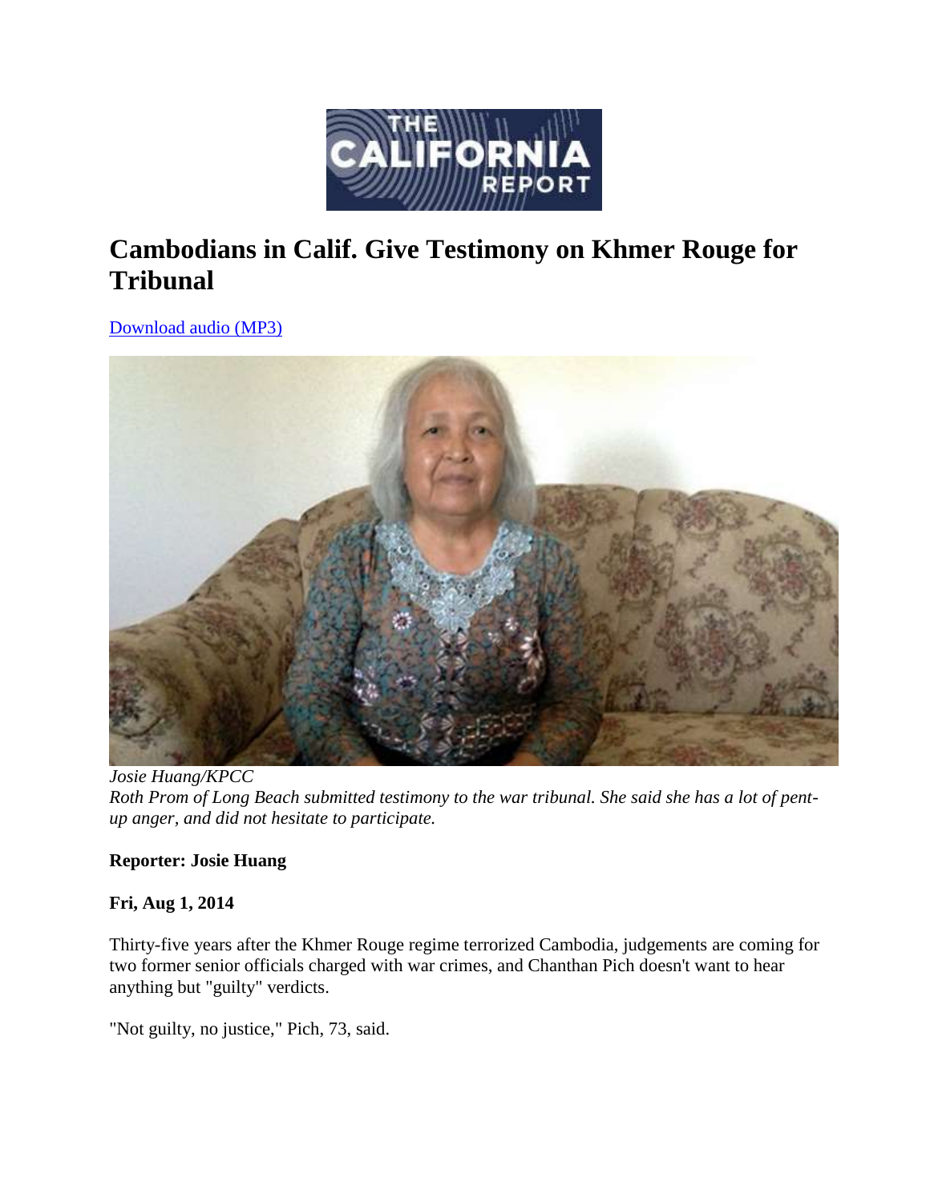# Cambodians in Calif. Give Testimony on Khmer Rouge for Tribunal

Download audio (MP3)

*Josie Huang/KPCC*
*Roth Prom of Long Beach submitted testimony to the war tribunal. She said she has a lot of pent-up anger, and did not hesitate to participate.*

**Reporter: Josie Huang**

**Fri, Aug 1, 2014**

Thirty-five years after the Khmer Rouge regime terrorized Cambodia, judgements are coming for two former senior officials charged with war crimes, and Chanthan Pich doesn't want to hear anything but "guilty" verdicts.

"Not guilty, no justice," Pich, 73, said.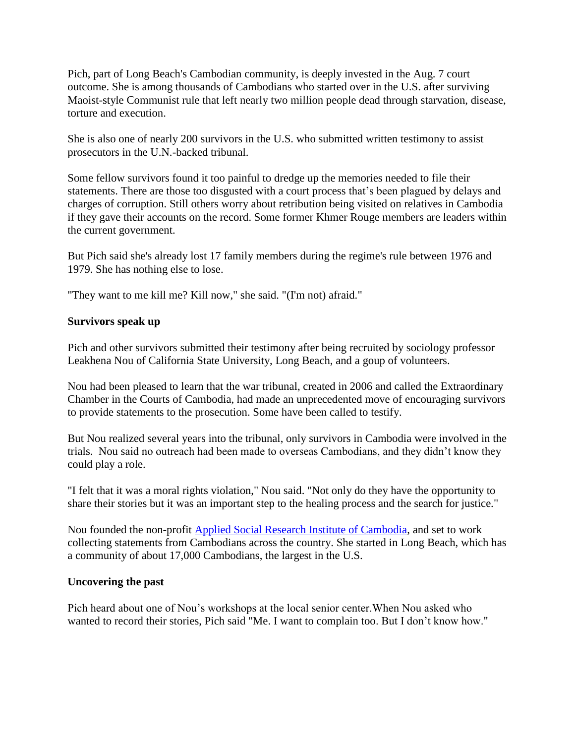Pich, part of Long Beach's Cambodian community, is deeply invested in the Aug. 7 court outcome. She is among thousands of Cambodians who started over in the U.S. after surviving Maoist-style Communist rule that left nearly two million people dead through starvation, disease, torture and execution.

She is also one of nearly 200 survivors in the U.S. who submitted written testimony to assist prosecutors in the U.N.-backed tribunal.

Some fellow survivors found it too painful to dredge up the memories needed to file their statements. There are those too disgusted with a court process that's been plagued by delays and charges of corruption. Still others worry about retribution being visited on relatives in Cambodia if they gave their accounts on the record. Some former Khmer Rouge members are leaders within the current government.

But Pich said she's already lost 17 family members during the regime's rule between 1976 and 1979. She has nothing else to lose.

"They want to me kill me? Kill now," she said. "(I'm not) afraid."

### Survivors speak up

Pich and other survivors submitted their testimony after being recruited by sociology professor Leakhena Nou of California State University, Long Beach, and a goup of volunteers.

Nou had been pleased to learn that the war tribunal, created in 2006 and called the Extraordinary Chamber in the Courts of Cambodia, had made an unprecedented move of encouraging survivors to provide statements to the prosecution. Some have been called to testify.

But Nou realized several years into the tribunal, only survivors in Cambodia were involved in the trials. Nou said no outreach had been made to overseas Cambodians, and they didn't know they could play a role.

"I felt that it was a moral rights violation," Nou said. "Not only do they have the opportunity to share their stories but it was an important step to the healing process and the search for justice."

Nou founded the non-profit [Applied Social Research Institute of Cambodia](), and set to work collecting statements from Cambodians across the country. She started in Long Beach, which has a community of about 17,000 Cambodians, the largest in the U.S.

### Uncovering the past

Pich heard about one of Nou's workshops at the local senior center.When Nou asked who wanted to record their stories, Pich said "Me. I want to complain too. But I don't know how."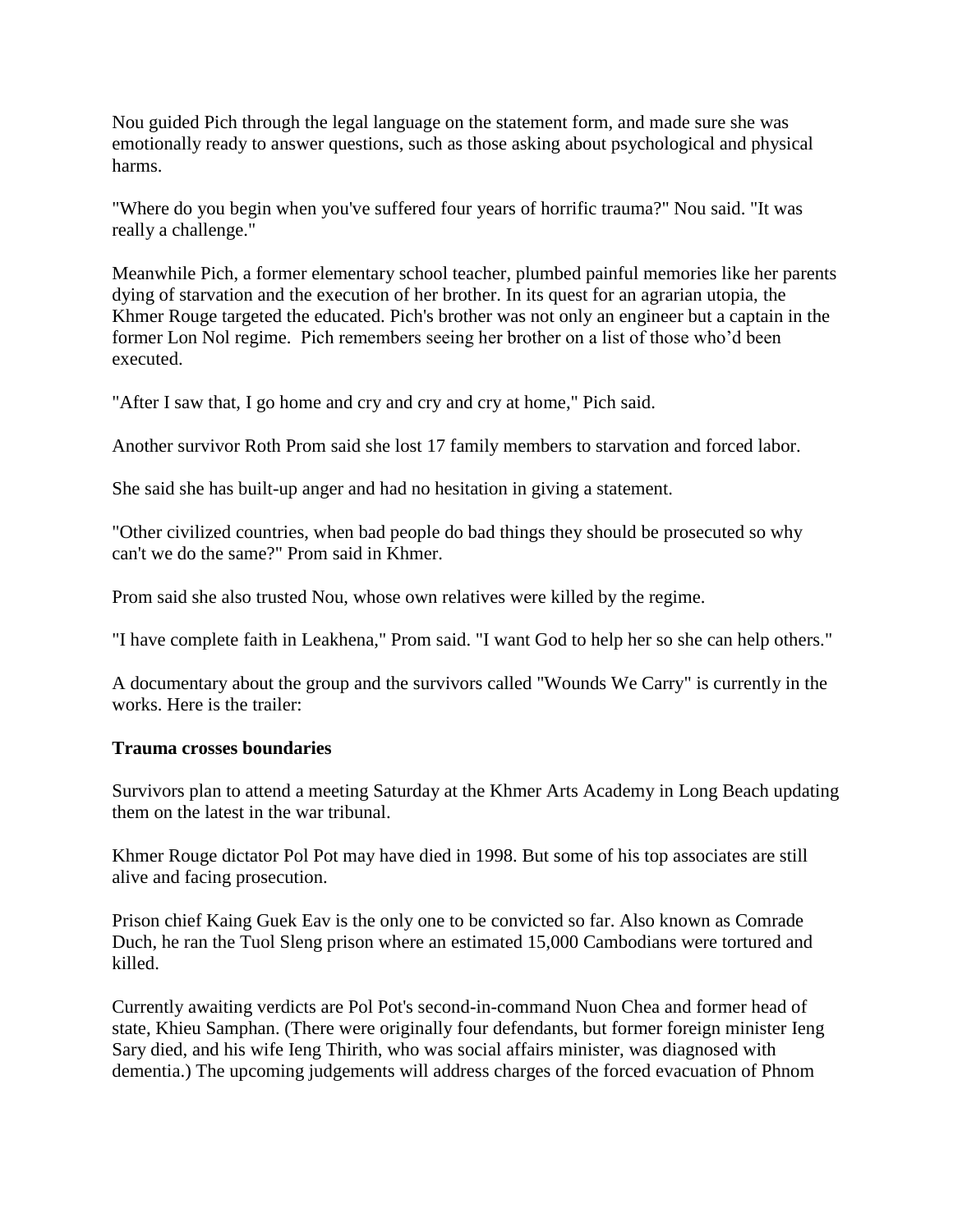Nou guided Pich through the legal language on the statement form, and made sure she was emotionally ready to answer questions, such as those asking about psychological and physical harms.

"Where do you begin when you've suffered four years of horrific trauma?" Nou said. "It was really a challenge."

Meanwhile Pich, a former elementary school teacher, plumbed painful memories like her parents dying of starvation and the execution of her brother. In its quest for an agrarian utopia, the Khmer Rouge targeted the educated. Pich's brother was not only an engineer but a captain in the former Lon Nol regime. Pich remembers seeing her brother on a list of those who'd been executed.

"After I saw that, I go home and cry and cry and cry at home," Pich said.

Another survivor Roth Prom said she lost 17 family members to starvation and forced labor.

She said she has built-up anger and had no hesitation in giving a statement.

"Other civilized countries, when bad people do bad things they should be prosecuted so why can't we do the same?" Prom said in Khmer.

Prom said she also trusted Nou, whose own relatives were killed by the regime.

"I have complete faith in Leakhena," Prom said. "I want God to help her so she can help others."

A documentary about the group and the survivors called "Wounds We Carry" is currently in the works. Here is the trailer:

**Trauma crosses boundaries**

Survivors plan to attend a meeting Saturday at the Khmer Arts Academy in Long Beach updating them on the latest in the war tribunal.

Khmer Rouge dictator Pol Pot may have died in 1998. But some of his top associates are still alive and facing prosecution.

Prison chief Kaing Guek Eav is the only one to be convicted so far. Also known as Comrade Duch, he ran the Tuol Sleng prison where an estimated 15,000 Cambodians were tortured and killed.

Currently awaiting verdicts are Pol Pot's second-in-command Nuon Chea and former head of state, Khieu Samphan. (There were originally four defendants, but former foreign minister Ieng Sary died, and his wife Ieng Thirith, who was social affairs minister, was diagnosed with dementia.) The upcoming judgements will address charges of the forced evacuation of Phnom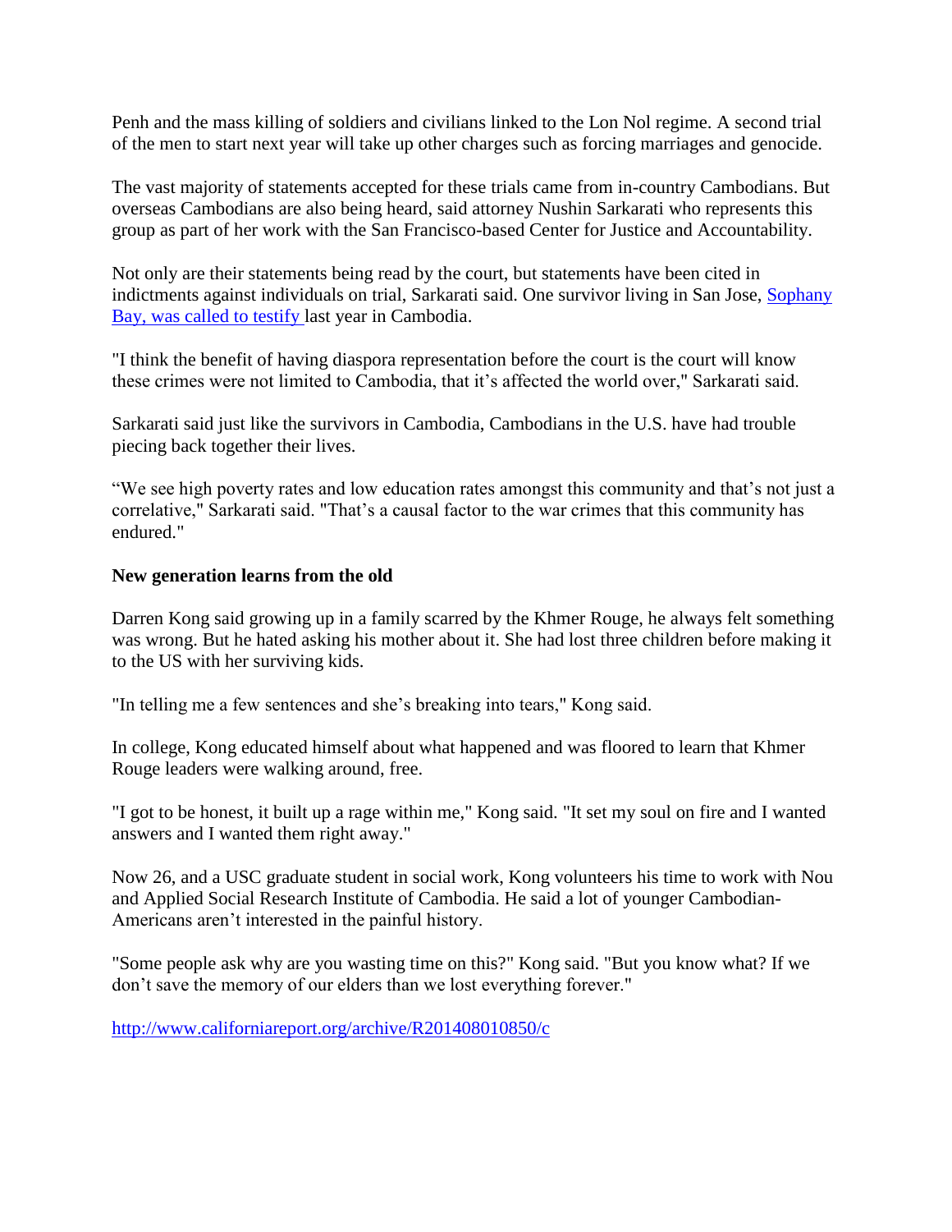Penh and the mass killing of soldiers and civilians linked to the Lon Nol regime. A second trial of the men to start next year will take up other charges such as forcing marriages and genocide.

The vast majority of statements accepted for these trials came from in-country Cambodians. But overseas Cambodians are also being heard, said attorney Nushin Sarkarati who represents this group as part of her work with the San Francisco-based Center for Justice and Accountability.

Not only are their statements being read by the court, but statements have been cited in indictments against individuals on trial, Sarkarati said. One survivor living in San Jose, [Sophany Bay, was called to testify](#) last year in Cambodia.

"I think the benefit of having diaspora representation before the court is the court will know these crimes were not limited to Cambodia, that it's affected the world over," Sarkarati said.

Sarkarati said just like the survivors in Cambodia, Cambodians in the U.S. have had trouble piecing back together their lives.

"We see high poverty rates and low education rates amongst this community and that's not just a correlative," Sarkarati said. "That's a causal factor to the war crimes that this community has endured."

**New generation learns from the old**

Darren Kong said growing up in a family scarred by the Khmer Rouge, he always felt something was wrong. But he hated asking his mother about it. She had lost three children before making it to the US with her surviving kids.

"In telling me a few sentences and she's breaking into tears," Kong said.

In college, Kong educated himself about what happened and was floored to learn that Khmer Rouge leaders were walking around, free.

"I got to be honest, it built up a rage within me," Kong said. "It set my soul on fire and I wanted answers and I wanted them right away."

Now 26, and a USC graduate student in social work, Kong volunteers his time to work with Nou and Applied Social Research Institute of Cambodia. He said a lot of younger Cambodian-Americans aren't interested in the painful history.

"Some people ask why are you wasting time on this?" Kong said. "But you know what? If we don't save the memory of our elders than we lost everything forever."

http://www.californiareport.org/archive/R201408010850/c